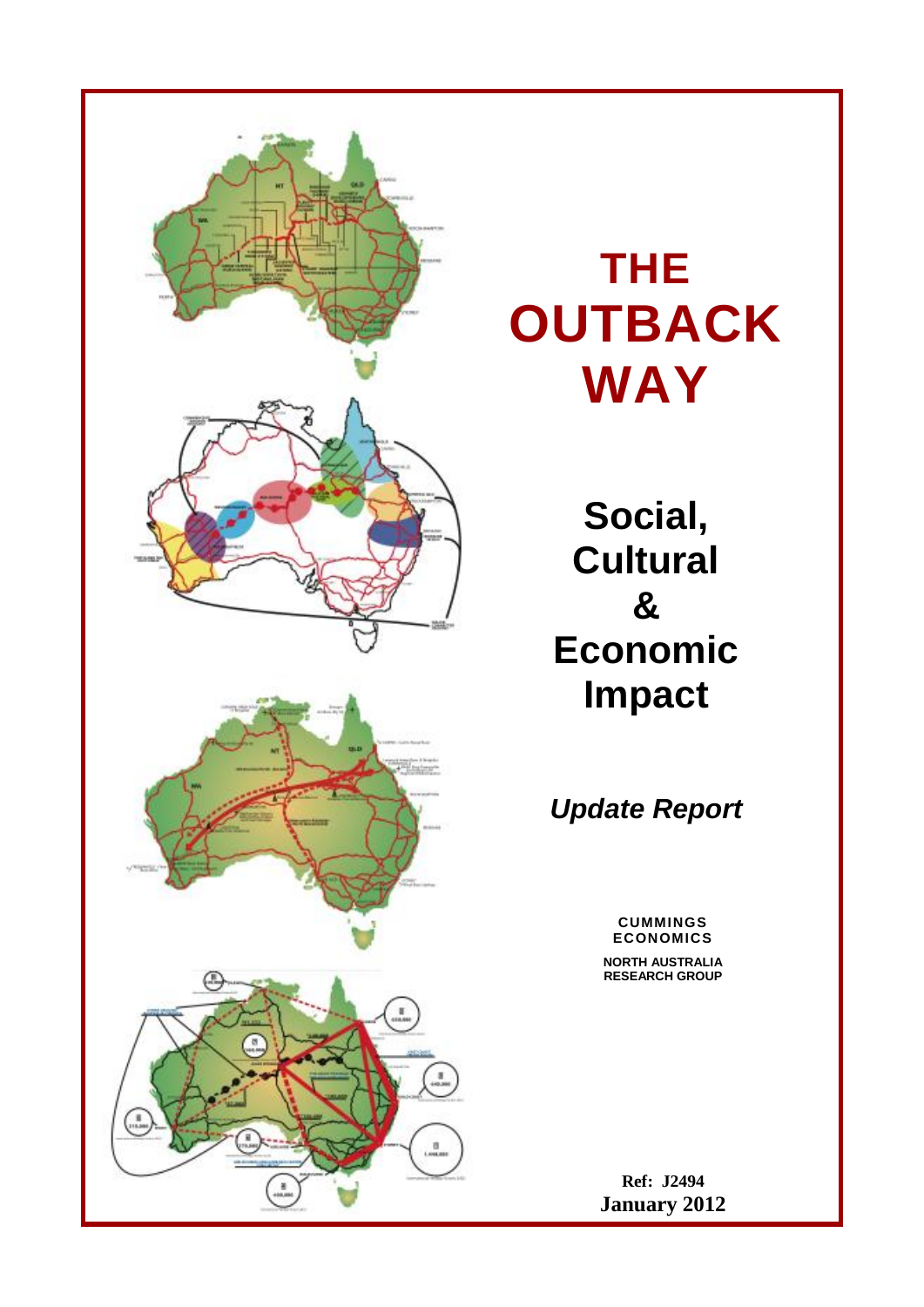# THE OUTBACK WAY

## Social, Cultural & Economic Impact

***Update Report***

**CUMMINGS ECONOMICS**

**NORTH AUSTRALIA RESEARCH GROUP**

**Ref: J2494**
**January 2012**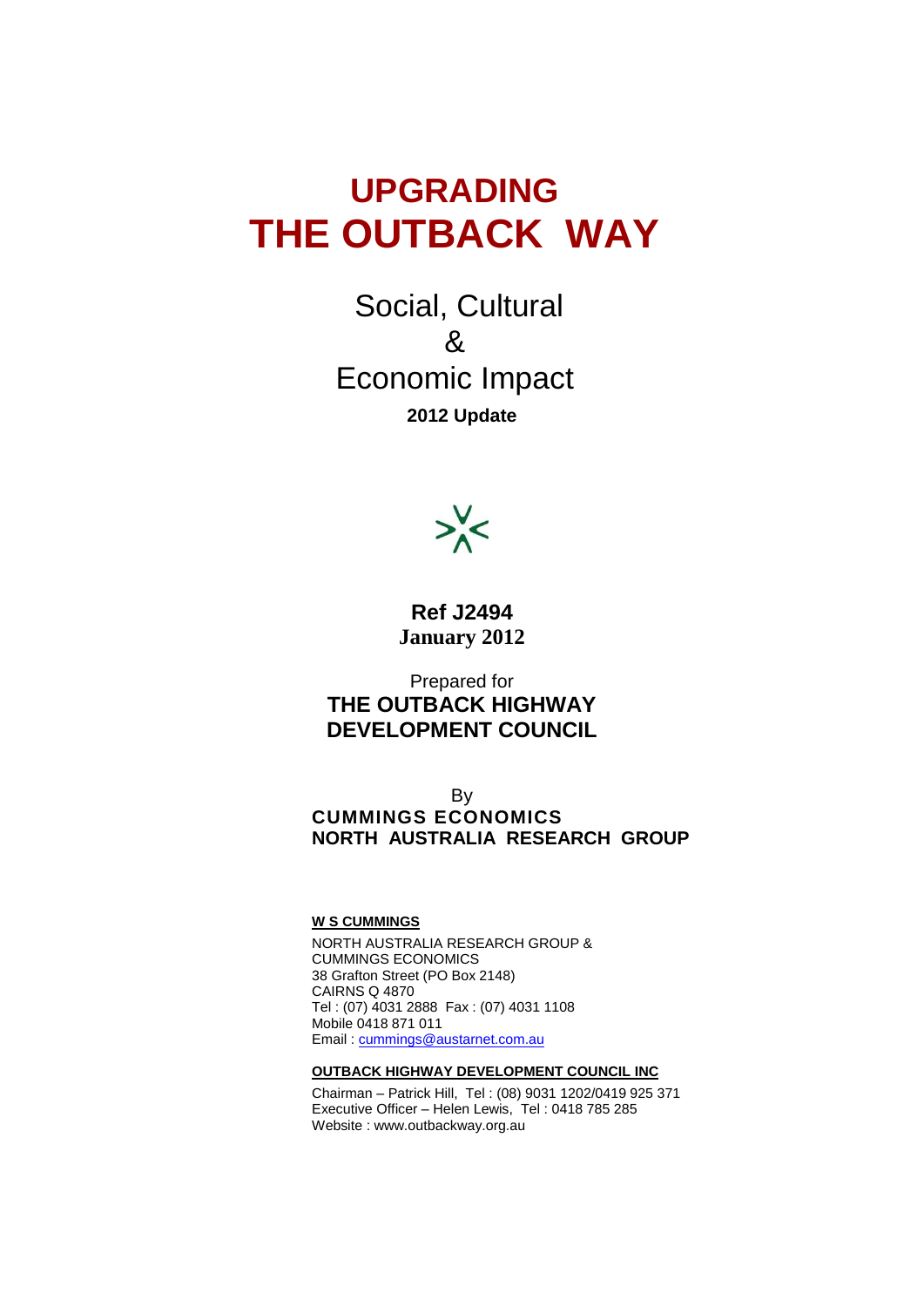# UPGRADING THE OUTBACK WAY

## Social, Cultural & Economic Impact

**2012 Update**

**Ref J2494**
**January 2012**

Prepared for
**THE OUTBACK HIGHWAY DEVELOPMENT COUNCIL**

By
**CUMMINGS ECONOMICS**
**NORTH AUSTRALIA RESEARCH GROUP**

**W S CUMMINGS**

NORTH AUSTRALIA RESEARCH GROUP &
CUMMINGS ECONOMICS
38 Grafton Street (PO Box 2148)
CAIRNS Q 4870
Tel : (07) 4031 2888 Fax : (07) 4031 1108
Mobile 0418 871 011
Email : cummings@austarnet.com.au

**OUTBACK HIGHWAY DEVELOPMENT COUNCIL INC**

Chairman – Patrick Hill, Tel : (08) 9031 1202/0419 925 371
Executive Officer – Helen Lewis, Tel : 0418 785 285
Website : www.outbackway.org.au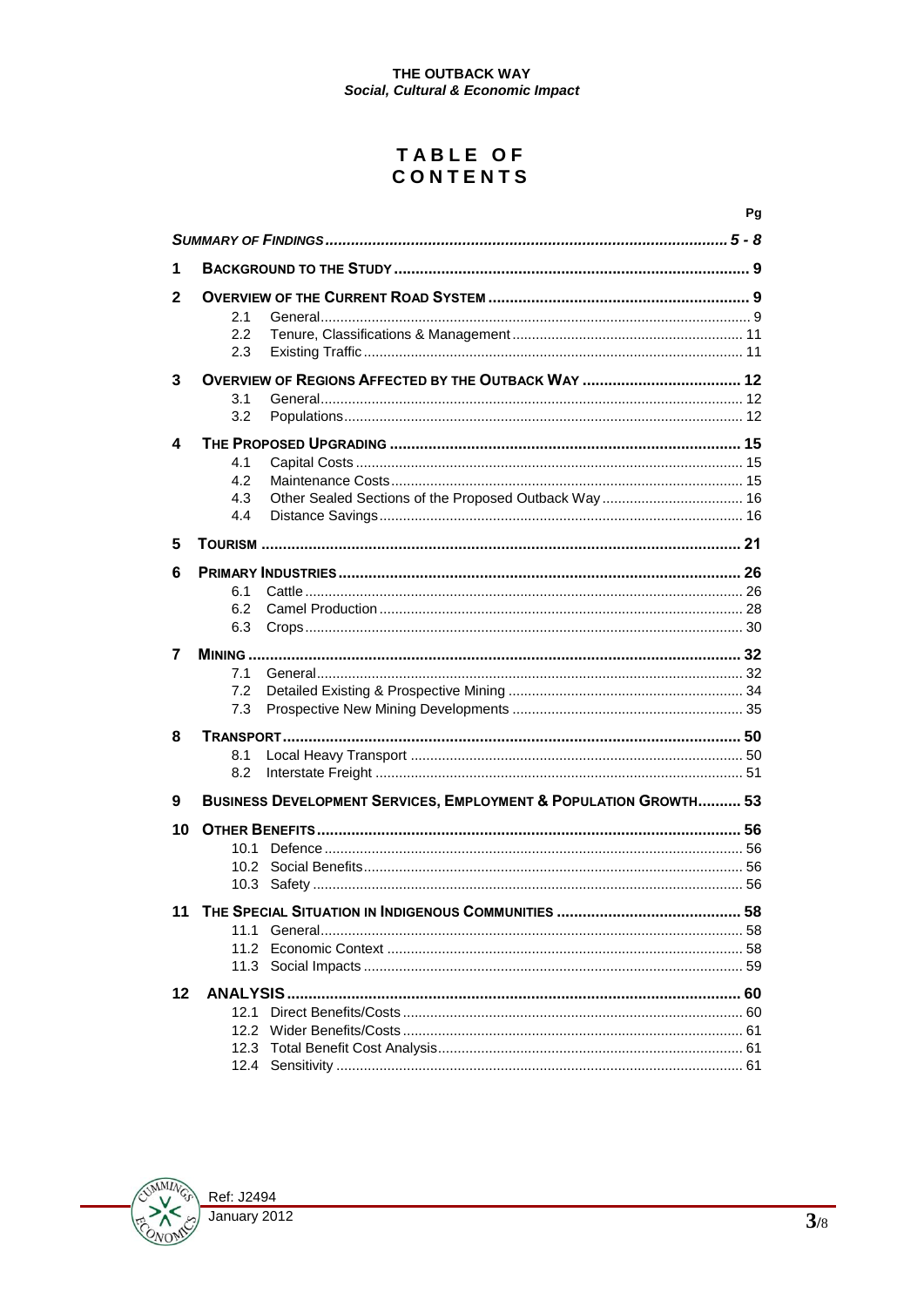# TABLE OF CONTENTS

| | | Pg |
|---|---|---|
| ***Summary of Findings*** | | ***5 - 8*** |
| **1** | **Background to the Study** | **9** |
| **2** | **Overview of the Current Road System** | **9** |
| | 2.1 General | 9 |
| | 2.2 Tenure, Classifications & Management | 11 |
| | 2.3 Existing Traffic | 11 |
| **3** | **Overview of Regions Affected by the Outback Way** | **12** |
| | 3.1 General | 12 |
| | 3.2 Populations | 12 |
| **4** | **The Proposed Upgrading** | **15** |
| | 4.1 Capital Costs | 15 |
| | 4.2 Maintenance Costs | 15 |
| | 4.3 Other Sealed Sections of the Proposed Outback Way | 16 |
| | 4.4 Distance Savings | 16 |
| **5** | **Tourism** | **21** |
| **6** | **Primary Industries** | **26** |
| | 6.1 Cattle | 26 |
| | 6.2 Camel Production | 28 |
| | 6.3 Crops | 30 |
| **7** | **Mining** | **32** |
| | 7.1 General | 32 |
| | 7.2 Detailed Existing & Prospective Mining | 34 |
| | 7.3 Prospective New Mining Developments | 35 |
| **8** | **Transport** | **50** |
| | 8.1 Local Heavy Transport | 50 |
| | 8.2 Interstate Freight | 51 |
| **9** | **Business Development Services, Employment & Population Growth** | **53** |
| **10** | **Other Benefits** | **56** |
| | 10.1 Defence | 56 |
| | 10.2 Social Benefits | 56 |
| | 10.3 Safety | 56 |
| **11** | **The Special Situation in Indigenous Communities** | **58** |
| | 11.1 General | 58 |
| | 11.2 Economic Context | 58 |
| | 11.3 Social Impacts | 59 |
| **12** | **ANALYSIS** | **60** |
| | 12.1 Direct Benefits/Costs | 60 |
| | 12.2 Wider Benefits/Costs | 61 |
| | 12.3 Total Benefit Cost Analysis | 61 |
| | 12.4 Sensitivity | 61 |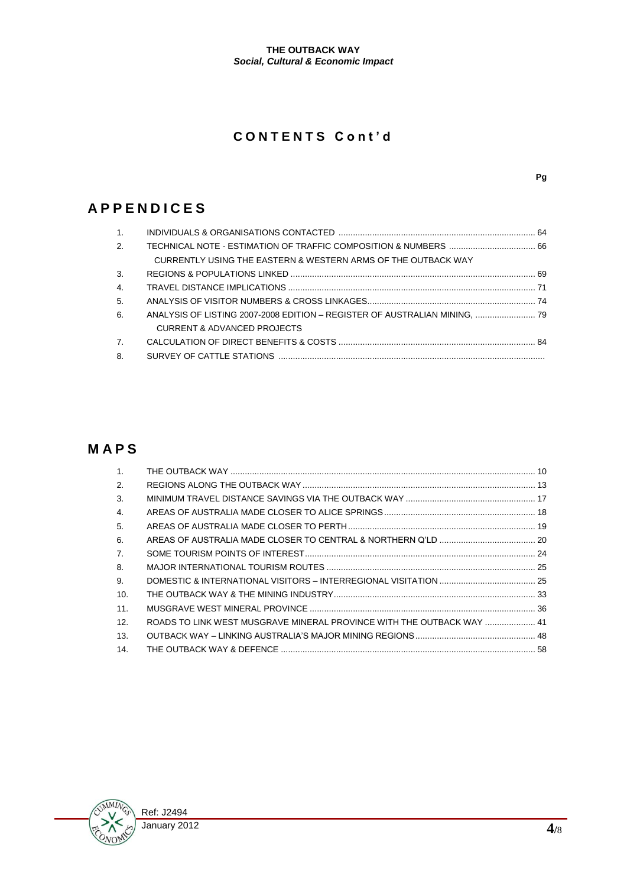# C O N T E N T S  C o n t ' d

Pg

## A P P E N D I C E S

| | | |
|---|---|---|
| 1. | INDIVIDUALS & ORGANISATIONS CONTACTED | 64 |
| 2. | TECHNICAL NOTE - ESTIMATION OF TRAFFIC COMPOSITION & NUMBERS CURRENTLY USING THE EASTERN & WESTERN ARMS OF THE OUTBACK WAY | 66 |
| 3. | REGIONS & POPULATIONS LINKED | 69 |
| 4. | TRAVEL DISTANCE IMPLICATIONS | 71 |
| 5. | ANALYSIS OF VISITOR NUMBERS & CROSS LINKAGES | 74 |
| 6. | ANALYSIS OF LISTING 2007-2008 EDITION – REGISTER OF AUSTRALIAN MINING, CURRENT & ADVANCED PROJECTS | 79 |
| 7. | CALCULATION OF DIRECT BENEFITS & COSTS | 84 |
| 8. | SURVEY OF CATTLE STATIONS | |

## M A P S

| | | |
|---|---|---|
| 1. | THE OUTBACK WAY | 10 |
| 2. | REGIONS ALONG THE OUTBACK WAY | 13 |
| 3. | MINIMUM TRAVEL DISTANCE SAVINGS VIA THE OUTBACK WAY | 17 |
| 4. | AREAS OF AUSTRALIA MADE CLOSER TO ALICE SPRINGS | 18 |
| 5. | AREAS OF AUSTRALIA MADE CLOSER TO PERTH | 19 |
| 6. | AREAS OF AUSTRALIA MADE CLOSER TO CENTRAL & NORTHERN Q'LD | 20 |
| 7. | SOME TOURISM POINTS OF INTEREST | 24 |
| 8. | MAJOR INTERNATIONAL TOURISM ROUTES | 25 |
| 9. | DOMESTIC & INTERNATIONAL VISITORS – INTERREGIONAL VISITATION | 25 |
| 10. | THE OUTBACK WAY & THE MINING INDUSTRY | 33 |
| 11. | MUSGRAVE WEST MINERAL PROVINCE | 36 |
| 12. | ROADS TO LINK WEST MUSGRAVE MINERAL PROVINCE WITH THE OUTBACK WAY | 41 |
| 13. | OUTBACK WAY – LINKING AUSTRALIA'S MAJOR MINING REGIONS | 48 |
| 14. | THE OUTBACK WAY & DEFENCE | 58 |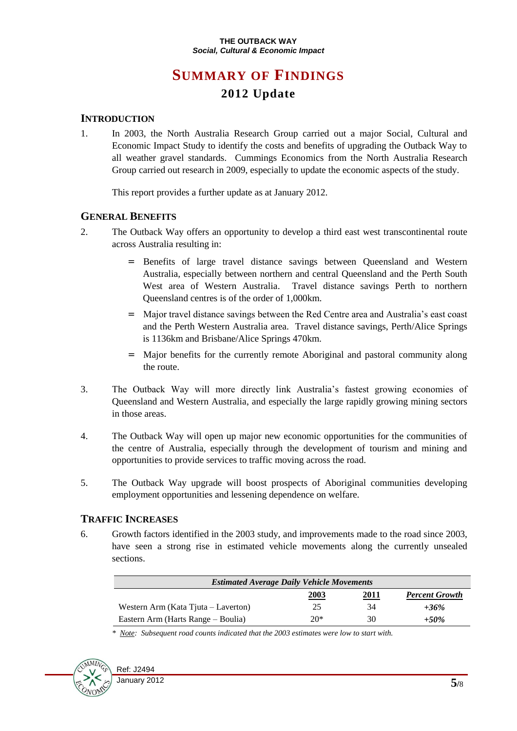# SUMMARY OF FINDINGS

## 2012 Update

### INTRODUCTION

1. In 2003, the North Australia Research Group carried out a major Social, Cultural and Economic Impact Study to identify the costs and benefits of upgrading the Outback Way to all weather gravel standards. Cummings Economics from the North Australia Research Group carried out research in 2009, especially to update the economic aspects of the study.

   This report provides a further update as at January 2012.

### GENERAL BENEFITS

2. The Outback Way offers an opportunity to develop a third east west transcontinental route across Australia resulting in:

   - Benefits of large travel distance savings between Queensland and Western Australia, especially between northern and central Queensland and the Perth South West area of Western Australia. Travel distance savings Perth to northern Queensland centres is of the order of 1,000km.
   - Major travel distance savings between the Red Centre area and Australia's east coast and the Perth Western Australia area. Travel distance savings, Perth/Alice Springs is 1136km and Brisbane/Alice Springs 470km.
   - Major benefits for the currently remote Aboriginal and pastoral community along the route.

3. The Outback Way will more directly link Australia's fastest growing economies of Queensland and Western Australia, and especially the large rapidly growing mining sectors in those areas.

4. The Outback Way will open up major new economic opportunities for the communities of the centre of Australia, especially through the development of tourism and mining and opportunities to provide services to traffic moving across the road.

5. The Outback Way upgrade will boost prospects of Aboriginal communities developing employment opportunities and lessening dependence on welfare.

### TRAFFIC INCREASES

6. Growth factors identified in the 2003 study, and improvements made to the road since 2003, have seen a strong rise in estimated vehicle movements along the currently unsealed sections.

| *Estimated Average Daily Vehicle Movements* | | | |
|---|---|---|---|
| | **2003** | **2011** | ***Percent Growth*** |
| Western Arm (Kata Tjuta – Laverton) | 25 | 34 | ***+36%*** |
| Eastern Arm (Harts Range – Boulia) | 20* | 30 | ***+50%*** |

\* *Note: Subsequent road counts indicated that the 2003 estimates were low to start with.*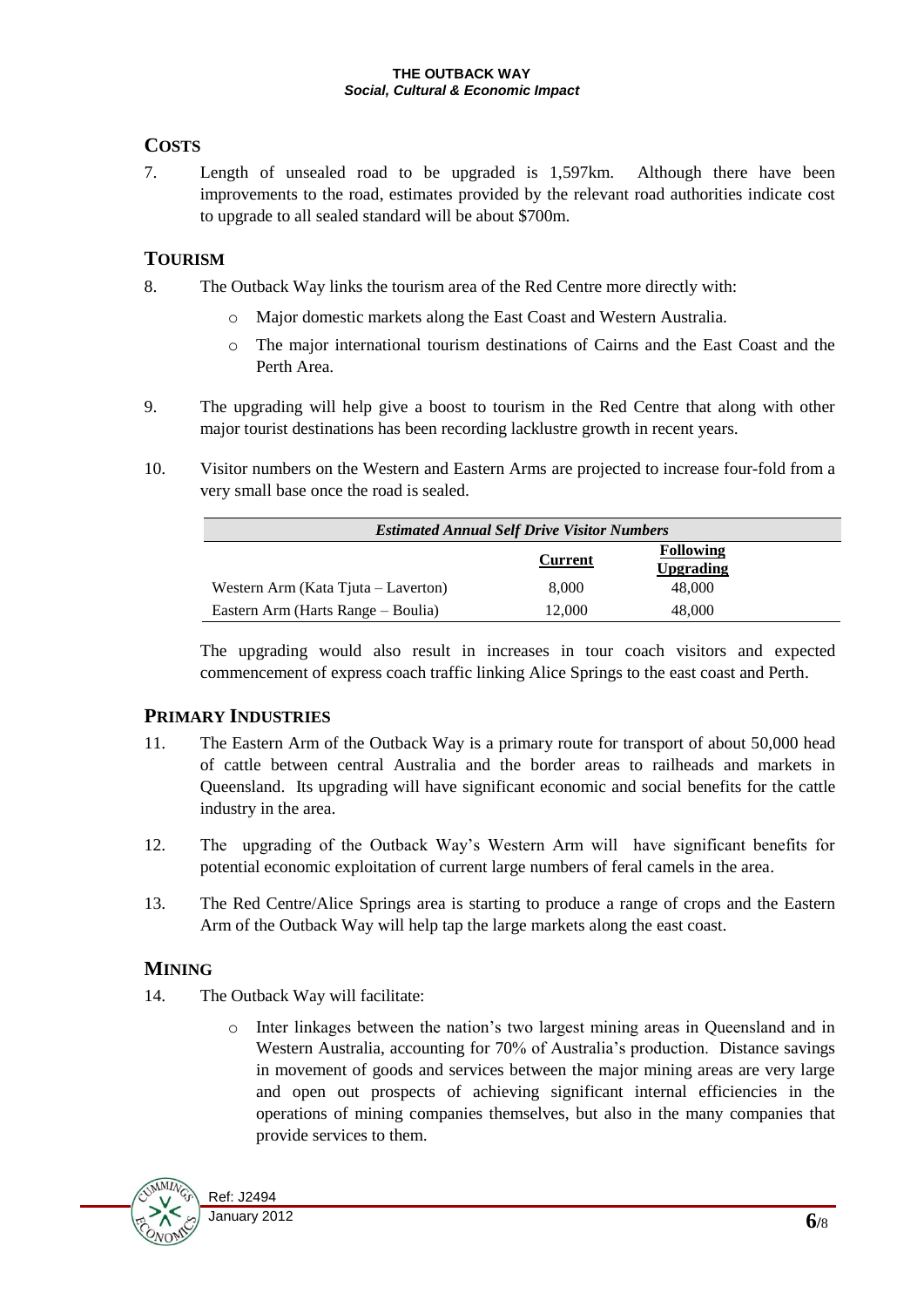## COSTS

7. Length of unsealed road to be upgraded is 1,597km. Although there have been improvements to the road, estimates provided by the relevant road authorities indicate cost to upgrade to all sealed standard will be about $700m.

## TOURISM

8. The Outback Way links the tourism area of the Red Centre more directly with:
   - Major domestic markets along the East Coast and Western Australia.
   - The major international tourism destinations of Cairns and the East Coast and the Perth Area.

9. The upgrading will help give a boost to tourism in the Red Centre that along with other major tourist destinations has been recording lacklustre growth in recent years.

10. Visitor numbers on the Western and Eastern Arms are projected to increase four-fold from a very small base once the road is sealed.

| *Estimated Annual Self Drive Visitor Numbers* | | |
|---|---|---|
| | **Current** | **Following Upgrading** |
| Western Arm (Kata Tjuta – Laverton) | 8,000 | 48,000 |
| Eastern Arm (Harts Range – Boulia) | 12,000 | 48,000 |

The upgrading would also result in increases in tour coach visitors and expected commencement of express coach traffic linking Alice Springs to the east coast and Perth.

## PRIMARY INDUSTRIES

11. The Eastern Arm of the Outback Way is a primary route for transport of about 50,000 head of cattle between central Australia and the border areas to railheads and markets in Queensland. Its upgrading will have significant economic and social benefits for the cattle industry in the area.

12. The upgrading of the Outback Way's Western Arm will have significant benefits for potential economic exploitation of current large numbers of feral camels in the area.

13. The Red Centre/Alice Springs area is starting to produce a range of crops and the Eastern Arm of the Outback Way will help tap the large markets along the east coast.

## MINING

14. The Outback Way will facilitate:
    - Inter linkages between the nation's two largest mining areas in Queensland and in Western Australia, accounting for 70% of Australia's production. Distance savings in movement of goods and services between the major mining areas are very large and open out prospects of achieving significant internal efficiencies in the operations of mining companies themselves, but also in the many companies that provide services to them.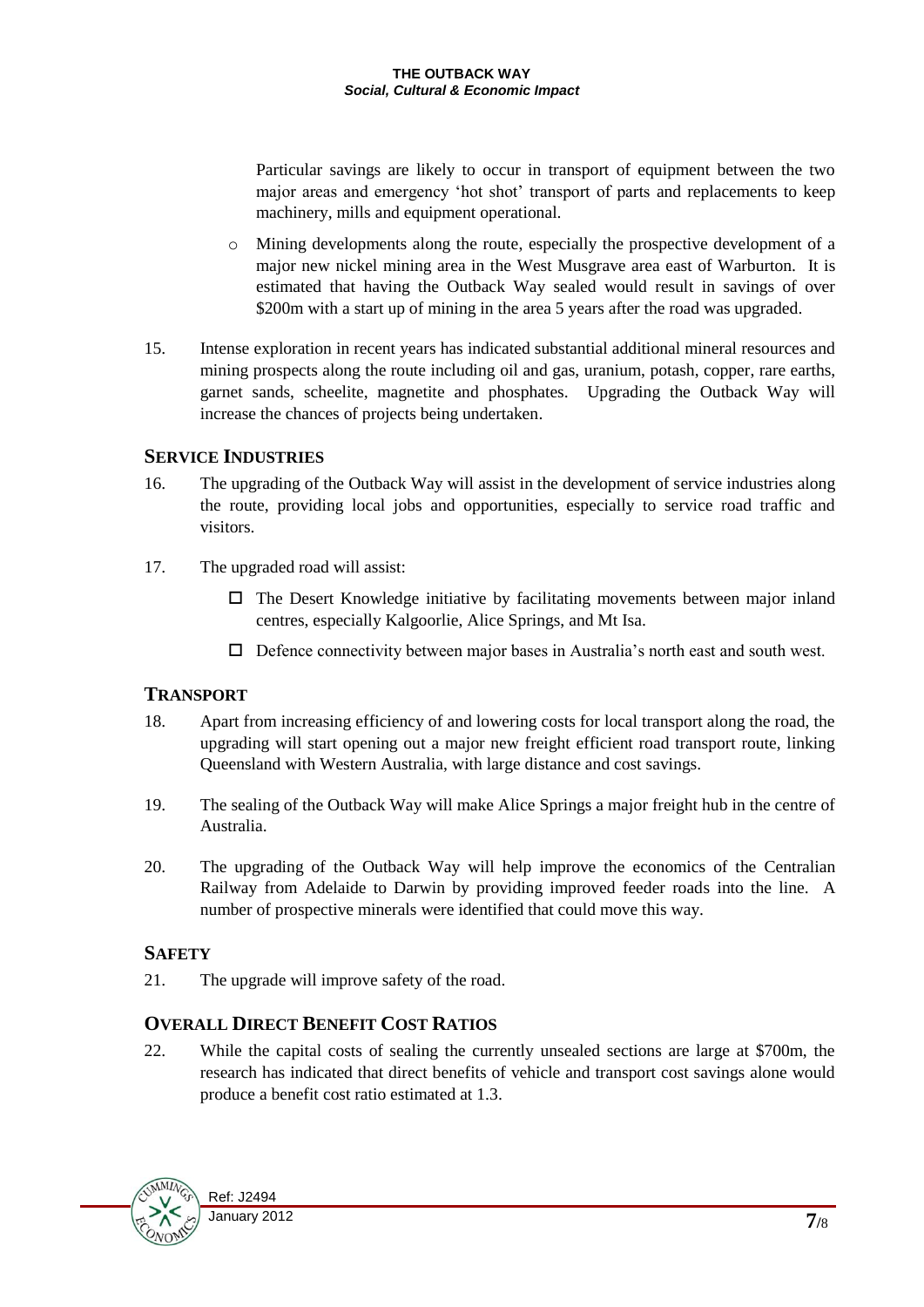Particular savings are likely to occur in transport of equipment between the two major areas and emergency 'hot shot' transport of parts and replacements to keep machinery, mills and equipment operational.

- Mining developments along the route, especially the prospective development of a major new nickel mining area in the West Musgrave area east of Warburton. It is estimated that having the Outback Way sealed would result in savings of over \$200m with a start up of mining in the area 5 years after the road was upgraded.

15. Intense exploration in recent years has indicated substantial additional mineral resources and mining prospects along the route including oil and gas, uranium, potash, copper, rare earths, garnet sands, scheelite, magnetite and phosphates. Upgrading the Outback Way will increase the chances of projects being undertaken.

## SERVICE INDUSTRIES

16. The upgrading of the Outback Way will assist in the development of service industries along the route, providing local jobs and opportunities, especially to service road traffic and visitors.

17. The upgraded road will assist:

    - The Desert Knowledge initiative by facilitating movements between major inland centres, especially Kalgoorlie, Alice Springs, and Mt Isa.
    - Defence connectivity between major bases in Australia's north east and south west.

## TRANSPORT

18. Apart from increasing efficiency of and lowering costs for local transport along the road, the upgrading will start opening out a major new freight efficient road transport route, linking Queensland with Western Australia, with large distance and cost savings.

19. The sealing of the Outback Way will make Alice Springs a major freight hub in the centre of Australia.

20. The upgrading of the Outback Way will help improve the economics of the Centralian Railway from Adelaide to Darwin by providing improved feeder roads into the line. A number of prospective minerals were identified that could move this way.

## SAFETY

21. The upgrade will improve safety of the road.

## OVERALL DIRECT BENEFIT COST RATIOS

22. While the capital costs of sealing the currently unsealed sections are large at \$700m, the research has indicated that direct benefits of vehicle and transport cost savings alone would produce a benefit cost ratio estimated at 1.3.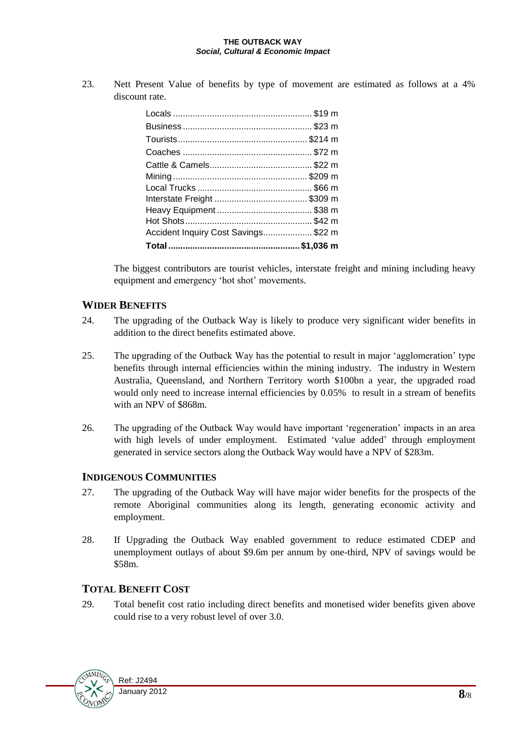23. Nett Present Value of benefits by type of movement are estimated as follows at a 4% discount rate.

| | |
|---|---|
| Locals | \$19 m |
| Business | \$23 m |
| Tourists | \$214 m |
| Coaches | \$72 m |
| Cattle & Camels | \$22 m |
| Mining | \$209 m |
| Local Trucks | \$66 m |
| Interstate Freight | \$309 m |
| Heavy Equipment | \$38 m |
| Hot Shots | \$42 m |
| Accident Inquiry Cost Savings | \$22 m |
| **Total** | **\$1,036 m** |

The biggest contributors are tourist vehicles, interstate freight and mining including heavy equipment and emergency 'hot shot' movements.

## WIDER BENEFITS

24. The upgrading of the Outback Way is likely to produce very significant wider benefits in addition to the direct benefits estimated above.

25. The upgrading of the Outback Way has the potential to result in major 'agglomeration' type benefits through internal efficiencies within the mining industry. The industry in Western Australia, Queensland, and Northern Territory worth \$100bn a year, the upgraded road would only need to increase internal efficiencies by 0.05% to result in a stream of benefits with an NPV of \$868m.

26. The upgrading of the Outback Way would have important 'regeneration' impacts in an area with high levels of under employment. Estimated 'value added' through employment generated in service sectors along the Outback Way would have a NPV of \$283m.

## INDIGENOUS COMMUNITIES

27. The upgrading of the Outback Way will have major wider benefits for the prospects of the remote Aboriginal communities along its length, generating economic activity and employment.

28. If Upgrading the Outback Way enabled government to reduce estimated CDEP and unemployment outlays of about \$9.6m per annum by one-third, NPV of savings would be \$58m.

## TOTAL BENEFIT COST

29. Total benefit cost ratio including direct benefits and monetised wider benefits given above could rise to a very robust level of over 3.0.